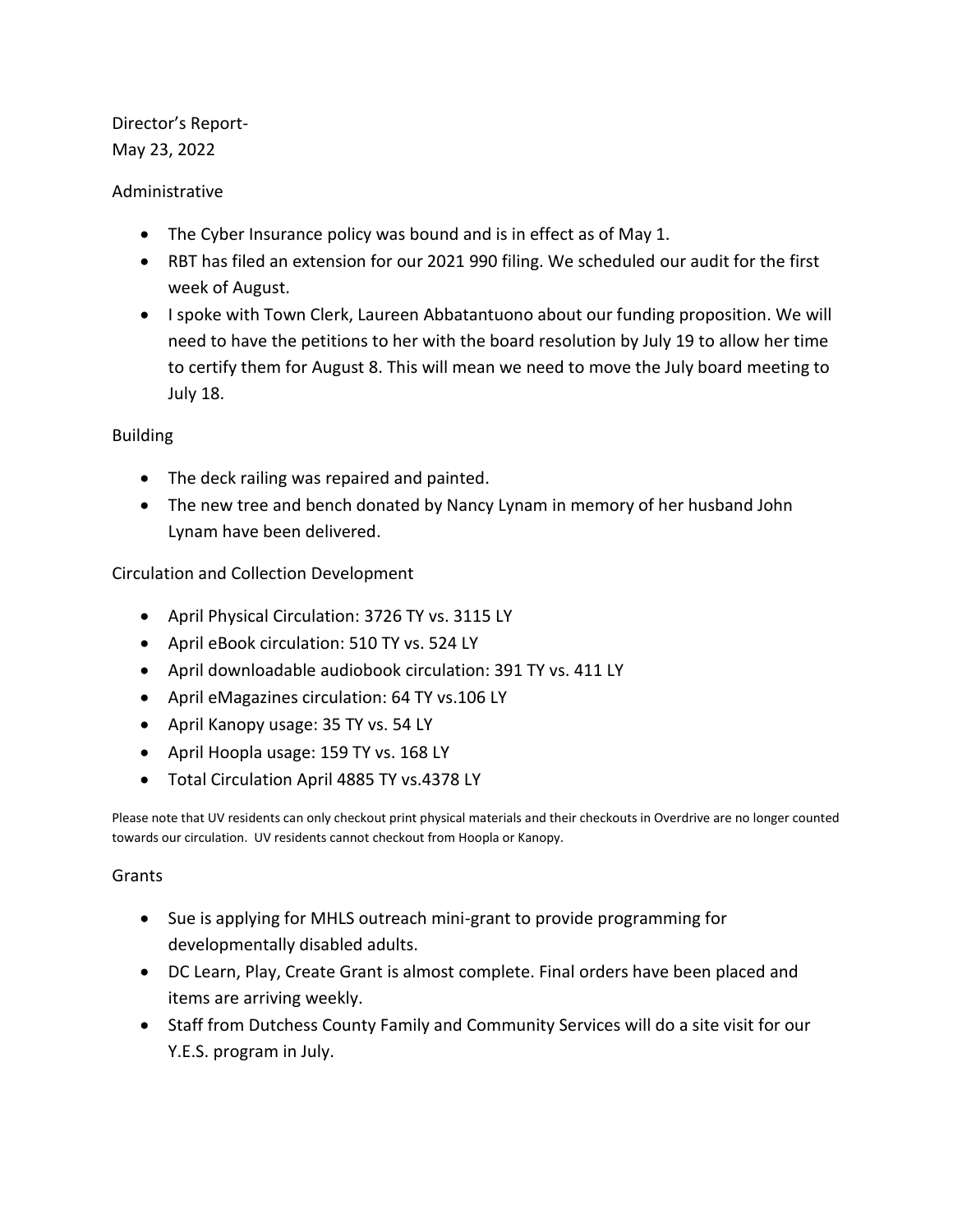Director's Report-
May 23, 2022

Administrative

- The Cyber Insurance policy was bound and is in effect as of May 1.
- RBT has filed an extension for our 2021 990 filing. We scheduled our audit for the first week of August.
- I spoke with Town Clerk, Laureen Abbatantuono about our funding proposition. We will need to have the petitions to her with the board resolution by July 19 to allow her time to certify them for August 8. This will mean we need to move the July board meeting to July 18.

Building

- The deck railing was repaired and painted.
- The new tree and bench donated by Nancy Lynam in memory of her husband John Lynam have been delivered.

Circulation and Collection Development

- April Physical Circulation: 3726 TY vs. 3115 LY
- April eBook circulation: 510 TY vs. 524 LY
- April downloadable audiobook circulation: 391 TY vs. 411 LY
- April eMagazines circulation: 64 TY vs.106 LY
- April Kanopy usage: 35 TY vs. 54 LY
- April Hoopla usage: 159 TY vs. 168 LY
- Total Circulation April 4885 TY vs.4378 LY

Please note that UV residents can only checkout print physical materials and their checkouts in Overdrive are no longer counted towards our circulation. UV residents cannot checkout from Hoopla or Kanopy.

Grants

- Sue is applying for MHLS outreach mini-grant to provide programming for developmentally disabled adults.
- DC Learn, Play, Create Grant is almost complete. Final orders have been placed and items are arriving weekly.
- Staff from Dutchess County Family and Community Services will do a site visit for our Y.E.S. program in July.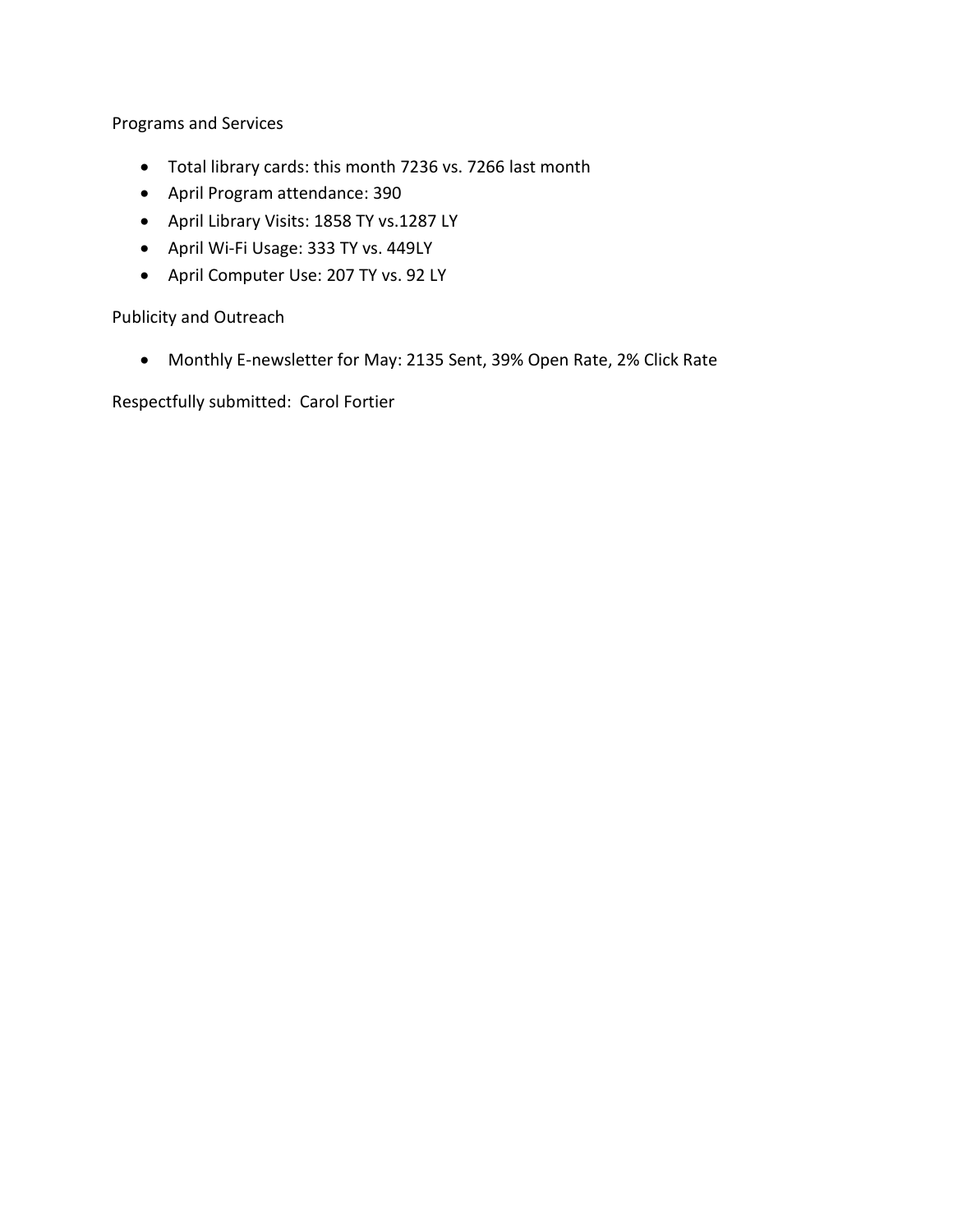Programs and Services

- Total library cards: this month 7236 vs. 7266 last month
- April Program attendance: 390
- April Library Visits: 1858 TY vs.1287 LY
- April Wi-Fi Usage: 333 TY vs. 449LY
- April Computer Use: 207 TY vs. 92 LY

Publicity and Outreach

- Monthly E-newsletter for May: 2135 Sent, 39% Open Rate, 2% Click Rate

Respectfully submitted: Carol Fortier